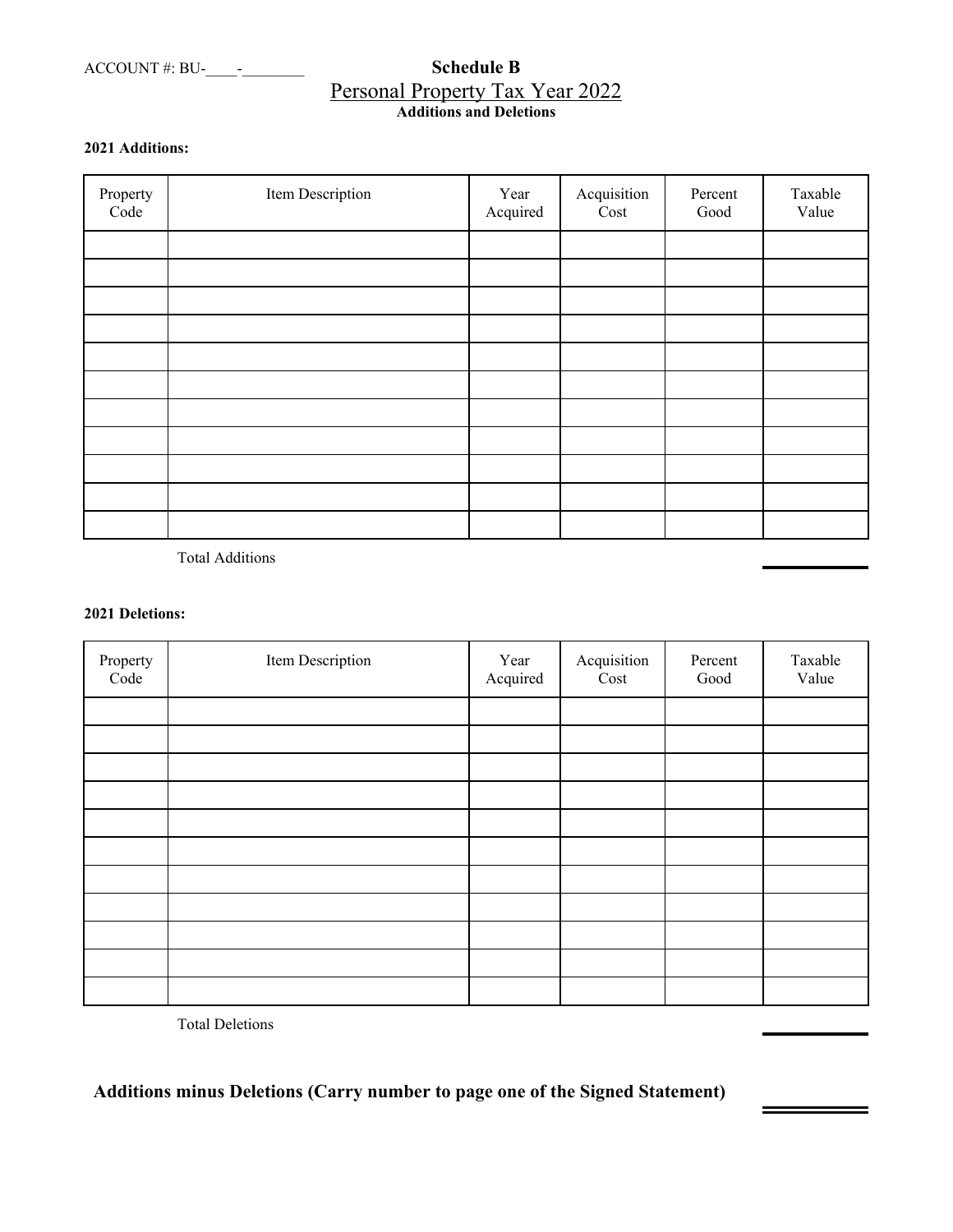ACCOUNT #: BU-____-________

# Schedule B

## Personal Property Tax Year 2022

**Additions and Deletions**

**2021 Additions:**

| Property Code | Item Description | Year Acquired | Acquisition Cost | Percent Good | Taxable Value |
|---|---|---|---|---|---|
| | | | | | |
| | | | | | |
| | | | | | |
| | | | | | |
| | | | | | |
| | | | | | |
| | | | | | |
| | | | | | |
| | | | | | |
| | | | | | |
| | | | | | |

Total Additions ________

**2021 Deletions:**

| Property Code | Item Description | Year Acquired | Acquisition Cost | Percent Good | Taxable Value |
|---|---|---|---|---|---|
| | | | | | |
| | | | | | |
| | | | | | |
| | | | | | |
| | | | | | |
| | | | | | |
| | | | | | |
| | | | | | |
| | | | | | |
| | | | | | |
| | | | | | |

Total Deletions ________

**Additions minus Deletions (Carry number to page one of the Signed Statement)** ________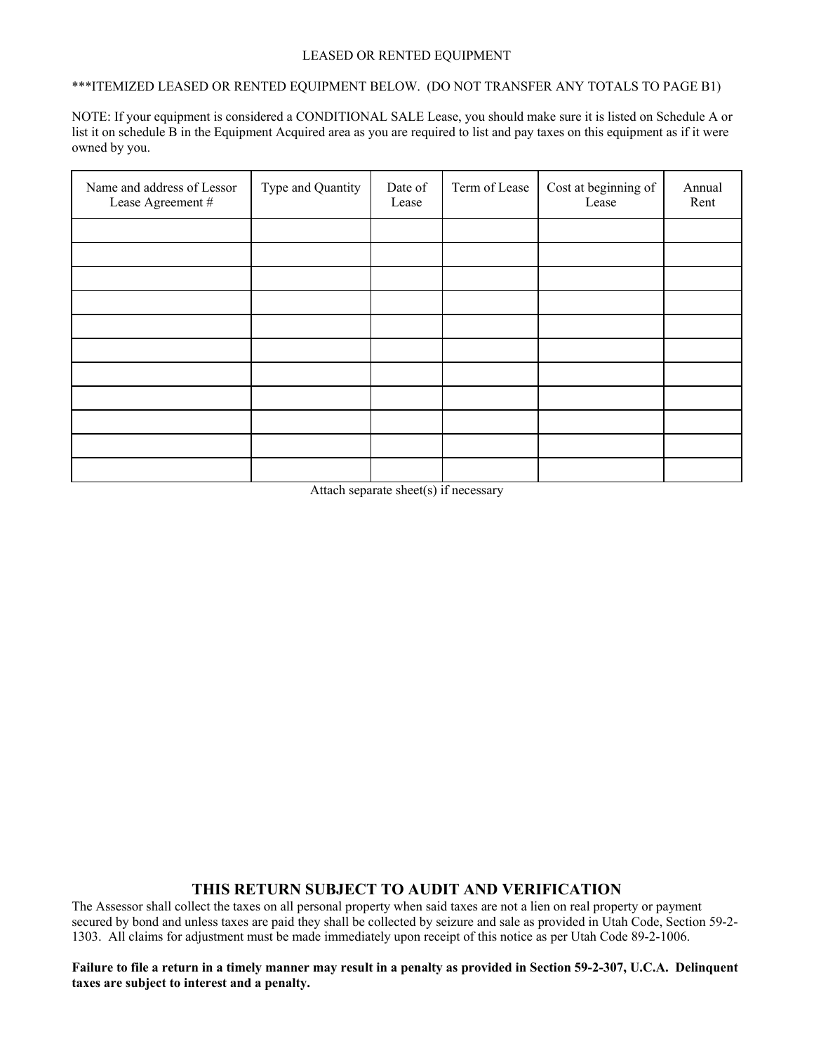LEASED OR RENTED EQUIPMENT

***ITEMIZED LEASED OR RENTED EQUIPMENT BELOW. (DO NOT TRANSFER ANY TOTALS TO PAGE B1)

NOTE: If your equipment is considered a CONDITIONAL SALE Lease, you should make sure it is listed on Schedule A or list it on schedule B in the Equipment Acquired area as you are required to list and pay taxes on this equipment as if it were owned by you.

| Name and address of Lessor Lease Agreement # | Type and Quantity | Date of Lease | Term of Lease | Cost at beginning of Lease | Annual Rent |
|---|---|---|---|---|---|
| | | | | | |
| | | | | | |
| | | | | | |
| | | | | | |
| | | | | | |
| | | | | | |
| | | | | | |
| | | | | | |
| | | | | | |
| | | | | | |
| | | | | | |

Attach separate sheet(s) if necessary

## THIS RETURN SUBJECT TO AUDIT AND VERIFICATION

The Assessor shall collect the taxes on all personal property when said taxes are not a lien on real property or payment secured by bond and unless taxes are paid they shall be collected by seizure and sale as provided in Utah Code, Section 59-2-1303. All claims for adjustment must be made immediately upon receipt of this notice as per Utah Code 89-2-1006.

**Failure to file a return in a timely manner may result in a penalty as provided in Section 59-2-307, U.C.A. Delinquent taxes are subject to interest and a penalty.**